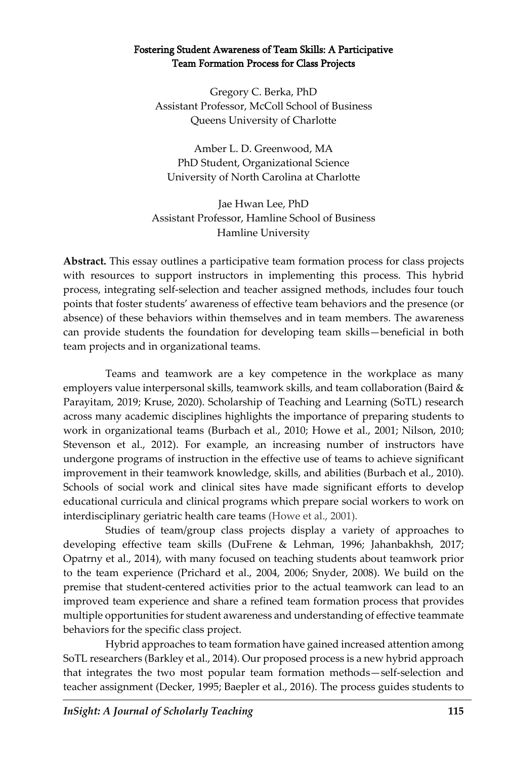# Fostering Student Awareness of Team Skills: A Participative Team Formation Process for Class Projects

Gregory C. Berka, PhD
Assistant Professor, McColl School of Business
Queens University of Charlotte

Amber L. D. Greenwood, MA
PhD Student, Organizational Science
University of North Carolina at Charlotte

Jae Hwan Lee, PhD
Assistant Professor, Hamline School of Business
Hamline University

**Abstract.** This essay outlines a participative team formation process for class projects with resources to support instructors in implementing this process. This hybrid process, integrating self-selection and teacher assigned methods, includes four touch points that foster students' awareness of effective team behaviors and the presence (or absence) of these behaviors within themselves and in team members. The awareness can provide students the foundation for developing team skills—beneficial in both team projects and in organizational teams.

Teams and teamwork are a key competence in the workplace as many employers value interpersonal skills, teamwork skills, and team collaboration (Baird & Parayitam, 2019; Kruse, 2020). Scholarship of Teaching and Learning (SoTL) research across many academic disciplines highlights the importance of preparing students to work in organizational teams (Burbach et al., 2010; Howe et al., 2001; Nilson, 2010; Stevenson et al., 2012). For example, an increasing number of instructors have undergone programs of instruction in the effective use of teams to achieve significant improvement in their teamwork knowledge, skills, and abilities (Burbach et al., 2010). Schools of social work and clinical sites have made significant efforts to develop educational curricula and clinical programs which prepare social workers to work on interdisciplinary geriatric health care teams (Howe et al., 2001).

Studies of team/group class projects display a variety of approaches to developing effective team skills (DuFrene & Lehman, 1996; Jahanbakhsh, 2017; Opatrny et al., 2014), with many focused on teaching students about teamwork prior to the team experience (Prichard et al., 2004, 2006; Snyder, 2008). We build on the premise that student-centered activities prior to the actual teamwork can lead to an improved team experience and share a refined team formation process that provides multiple opportunities for student awareness and understanding of effective teammate behaviors for the specific class project.

Hybrid approaches to team formation have gained increased attention among SoTL researchers (Barkley et al., 2014). Our proposed process is a new hybrid approach that integrates the two most popular team formation methods—self-selection and teacher assignment (Decker, 1995; Baepler et al., 2016). The process guides students to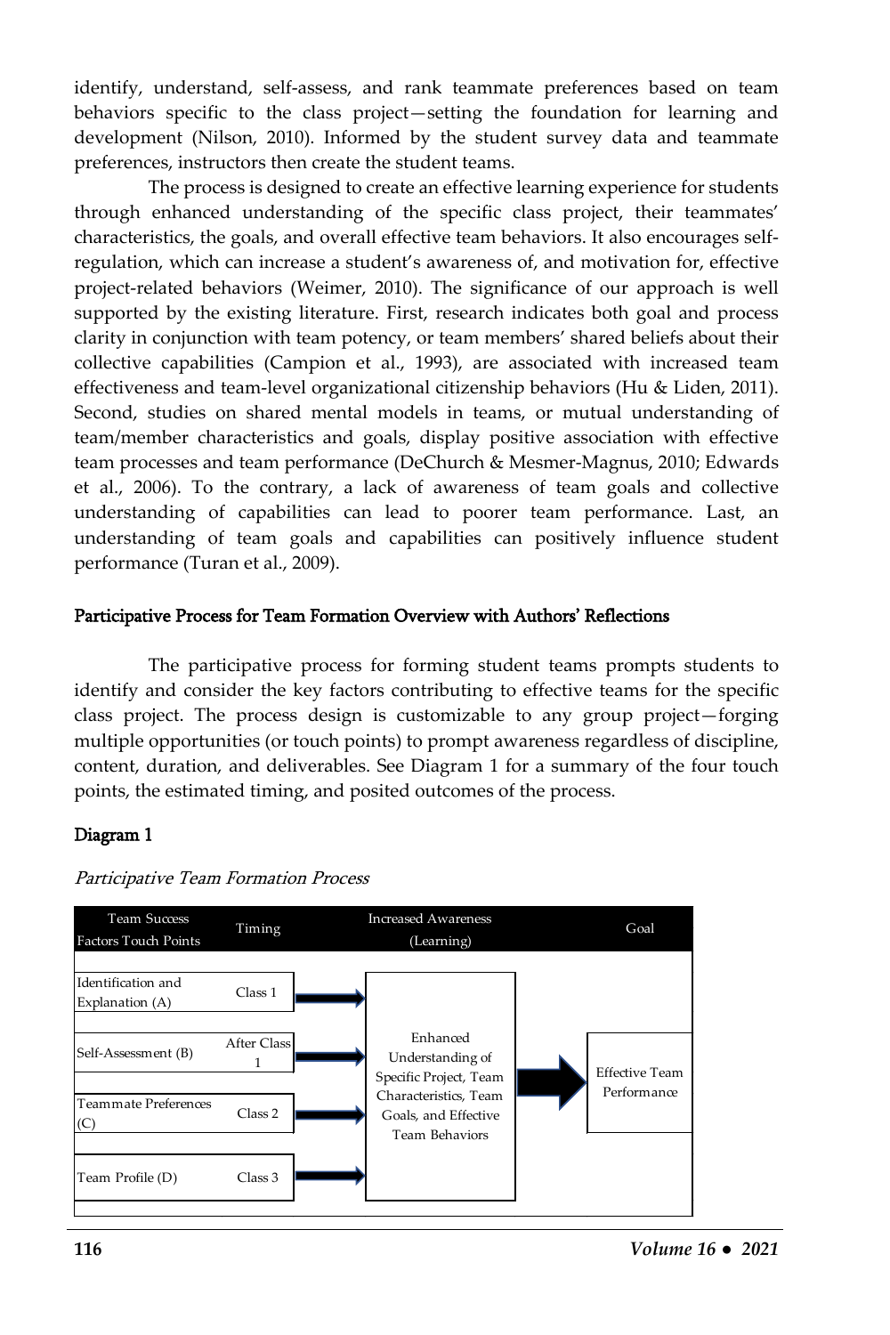identify, understand, self-assess, and rank teammate preferences based on team behaviors specific to the class project—setting the foundation for learning and development (Nilson, 2010). Informed by the student survey data and teammate preferences, instructors then create the student teams.

The process is designed to create an effective learning experience for students through enhanced understanding of the specific class project, their teammates' characteristics, the goals, and overall effective team behaviors. It also encourages self-regulation, which can increase a student's awareness of, and motivation for, effective project-related behaviors (Weimer, 2010). The significance of our approach is well supported by the existing literature. First, research indicates both goal and process clarity in conjunction with team potency, or team members' shared beliefs about their collective capabilities (Campion et al., 1993), are associated with increased team effectiveness and team-level organizational citizenship behaviors (Hu & Liden, 2011). Second, studies on shared mental models in teams, or mutual understanding of team/member characteristics and goals, display positive association with effective team processes and team performance (DeChurch & Mesmer-Magnus, 2010; Edwards et al., 2006). To the contrary, a lack of awareness of team goals and collective understanding of capabilities can lead to poorer team performance. Last, an understanding of team goals and capabilities can positively influence student performance (Turan et al., 2009).

## Participative Process for Team Formation Overview with Authors' Reflections

The participative process for forming student teams prompts students to identify and consider the key factors contributing to effective teams for the specific class project. The process design is customizable to any group project—forging multiple opportunities (or touch points) to prompt awareness regardless of discipline, content, duration, and deliverables. See Diagram 1 for a summary of the four touch points, the estimated timing, and posited outcomes of the process.

**Diagram 1**

*Participative Team Formation Process*

| Team Success Factors Touch Points | Timing | Increased Awareness (Learning) | Goal |
|---|---|---|---|
| Identification and Explanation (A) | Class 1 | Enhanced Understanding of Specific Project, Team Characteristics, Team Goals, and Effective Team Behaviors | Effective Team Performance |
| Self-Assessment (B) | After Class 1 | | |
| Teammate Preferences (C) | Class 2 | | |
| Team Profile (D) | Class 3 | | |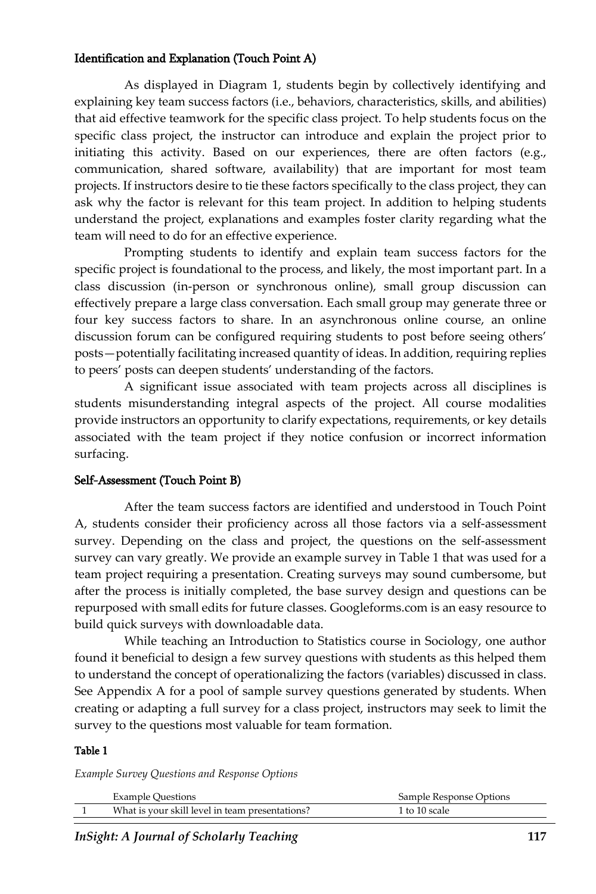### Identification and Explanation (Touch Point A)

As displayed in Diagram 1, students begin by collectively identifying and explaining key team success factors (i.e., behaviors, characteristics, skills, and abilities) that aid effective teamwork for the specific class project. To help students focus on the specific class project, the instructor can introduce and explain the project prior to initiating this activity. Based on our experiences, there are often factors (e.g., communication, shared software, availability) that are important for most team projects. If instructors desire to tie these factors specifically to the class project, they can ask why the factor is relevant for this team project. In addition to helping students understand the project, explanations and examples foster clarity regarding what the team will need to do for an effective experience.

Prompting students to identify and explain team success factors for the specific project is foundational to the process, and likely, the most important part. In a class discussion (in-person or synchronous online), small group discussion can effectively prepare a large class conversation. Each small group may generate three or four key success factors to share. In an asynchronous online course, an online discussion forum can be configured requiring students to post before seeing others' posts—potentially facilitating increased quantity of ideas. In addition, requiring replies to peers' posts can deepen students' understanding of the factors.

A significant issue associated with team projects across all disciplines is students misunderstanding integral aspects of the project. All course modalities provide instructors an opportunity to clarify expectations, requirements, or key details associated with the team project if they notice confusion or incorrect information surfacing.

### Self-Assessment (Touch Point B)

After the team success factors are identified and understood in Touch Point A, students consider their proficiency across all those factors via a self-assessment survey. Depending on the class and project, the questions on the self-assessment survey can vary greatly. We provide an example survey in Table 1 that was used for a team project requiring a presentation. Creating surveys may sound cumbersome, but after the process is initially completed, the base survey design and questions can be repurposed with small edits for future classes. Googleforms.com is an easy resource to build quick surveys with downloadable data.

While teaching an Introduction to Statistics course in Sociology, one author found it beneficial to design a few survey questions with students as this helped them to understand the concept of operationalizing the factors (variables) discussed in class. See Appendix A for a pool of sample survey questions generated by students. When creating or adapting a full survey for a class project, instructors may seek to limit the survey to the questions most valuable for team formation.

**Table 1**

*Example Survey Questions and Response Options*

| | Example Questions | Sample Response Options |
|---|---|---|
| 1 | What is your skill level in team presentations? | 1 to 10 scale |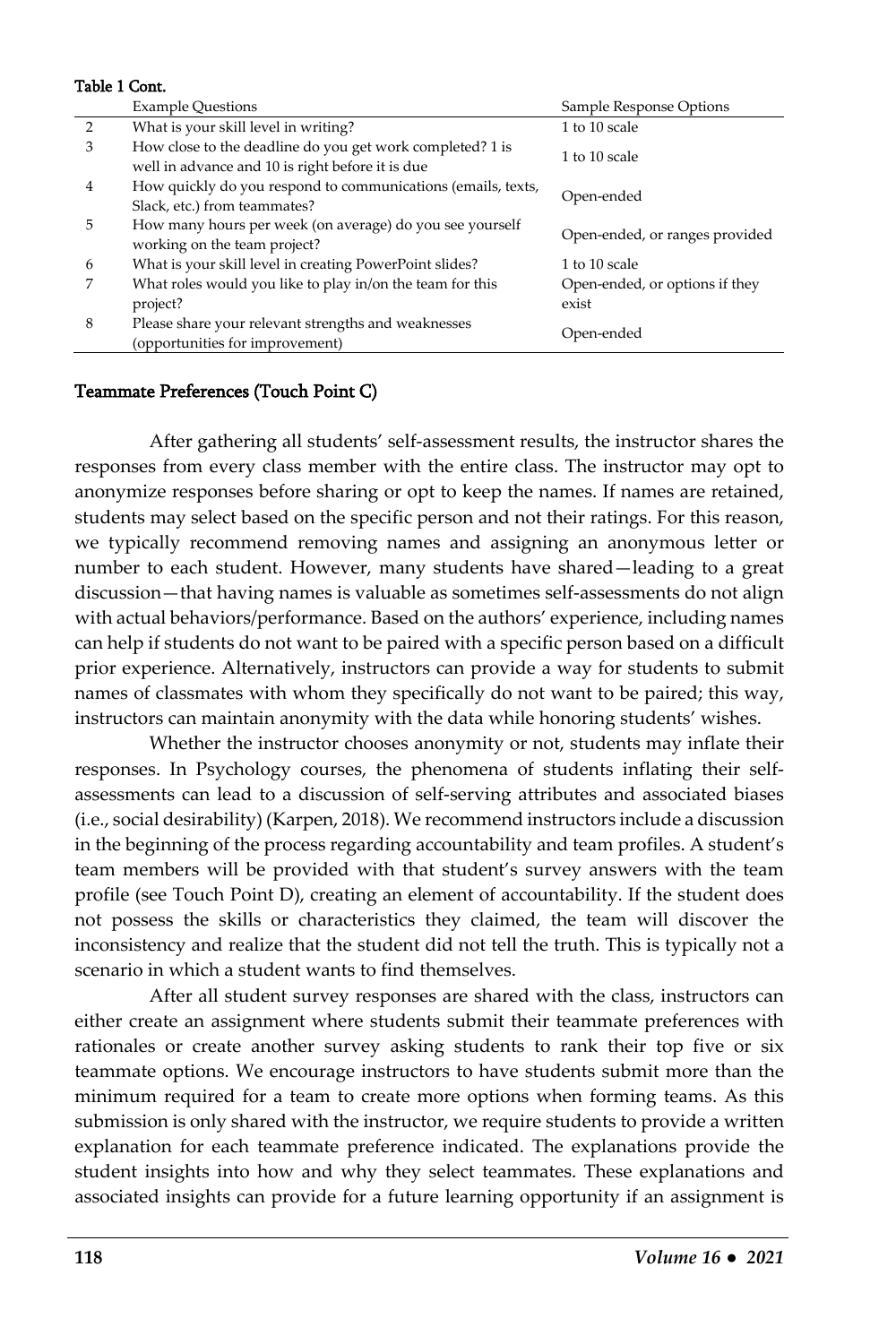**Table 1 Cont.**

| | Example Questions | Sample Response Options |
|---|---|---|
| 2 | What is your skill level in writing? | 1 to 10 scale |
| 3 | How close to the deadline do you get work completed? 1 is well in advance and 10 is right before it is due | 1 to 10 scale |
| 4 | How quickly do you respond to communications (emails, texts, Slack, etc.) from teammates? | Open-ended |
| 5 | How many hours per week (on average) do you see yourself working on the team project? | Open-ended, or ranges provided |
| 6 | What is your skill level in creating PowerPoint slides? | 1 to 10 scale |
| 7 | What roles would you like to play in/on the team for this project? | Open-ended, or options if they exist |
| 8 | Please share your relevant strengths and weaknesses (opportunities for improvement) | Open-ended |

## Teammate Preferences (Touch Point C)

After gathering all students' self-assessment results, the instructor shares the responses from every class member with the entire class. The instructor may opt to anonymize responses before sharing or opt to keep the names. If names are retained, students may select based on the specific person and not their ratings. For this reason, we typically recommend removing names and assigning an anonymous letter or number to each student. However, many students have shared—leading to a great discussion—that having names is valuable as sometimes self-assessments do not align with actual behaviors/performance. Based on the authors' experience, including names can help if students do not want to be paired with a specific person based on a difficult prior experience. Alternatively, instructors can provide a way for students to submit names of classmates with whom they specifically do not want to be paired; this way, instructors can maintain anonymity with the data while honoring students' wishes.

Whether the instructor chooses anonymity or not, students may inflate their responses. In Psychology courses, the phenomena of students inflating their self-assessments can lead to a discussion of self-serving attributes and associated biases (i.e., social desirability) (Karpen, 2018). We recommend instructors include a discussion in the beginning of the process regarding accountability and team profiles. A student's team members will be provided with that student's survey answers with the team profile (see Touch Point D), creating an element of accountability. If the student does not possess the skills or characteristics they claimed, the team will discover the inconsistency and realize that the student did not tell the truth. This is typically not a scenario in which a student wants to find themselves.

After all student survey responses are shared with the class, instructors can either create an assignment where students submit their teammate preferences with rationales or create another survey asking students to rank their top five or six teammate options. We encourage instructors to have students submit more than the minimum required for a team to create more options when forming teams. As this submission is only shared with the instructor, we require students to provide a written explanation for each teammate preference indicated. The explanations provide the student insights into how and why they select teammates. These explanations and associated insights can provide for a future learning opportunity if an assignment is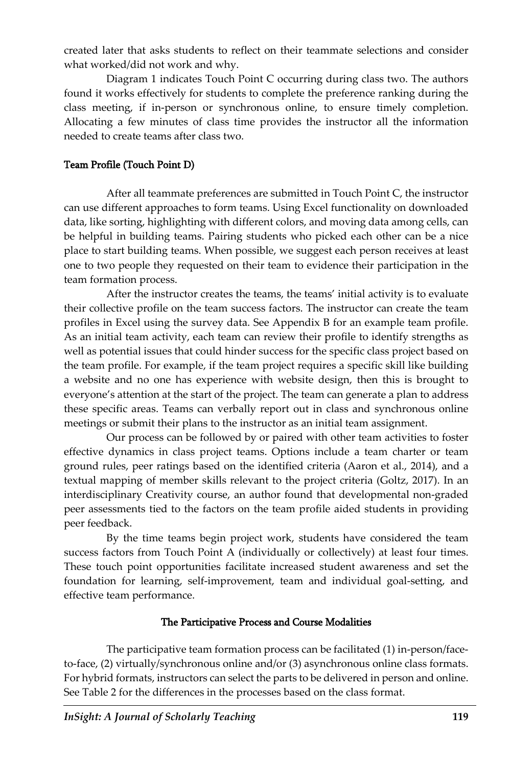created later that asks students to reflect on their teammate selections and consider what worked/did not work and why.

Diagram 1 indicates Touch Point C occurring during class two. The authors found it works effectively for students to complete the preference ranking during the class meeting, if in-person or synchronous online, to ensure timely completion. Allocating a few minutes of class time provides the instructor all the information needed to create teams after class two.

### Team Profile (Touch Point D)

After all teammate preferences are submitted in Touch Point C, the instructor can use different approaches to form teams. Using Excel functionality on downloaded data, like sorting, highlighting with different colors, and moving data among cells, can be helpful in building teams. Pairing students who picked each other can be a nice place to start building teams. When possible, we suggest each person receives at least one to two people they requested on their team to evidence their participation in the team formation process.

After the instructor creates the teams, the teams' initial activity is to evaluate their collective profile on the team success factors. The instructor can create the team profiles in Excel using the survey data. See Appendix B for an example team profile. As an initial team activity, each team can review their profile to identify strengths as well as potential issues that could hinder success for the specific class project based on the team profile. For example, if the team project requires a specific skill like building a website and no one has experience with website design, then this is brought to everyone's attention at the start of the project. The team can generate a plan to address these specific areas. Teams can verbally report out in class and synchronous online meetings or submit their plans to the instructor as an initial team assignment.

Our process can be followed by or paired with other team activities to foster effective dynamics in class project teams. Options include a team charter or team ground rules, peer ratings based on the identified criteria (Aaron et al., 2014), and a textual mapping of member skills relevant to the project criteria (Goltz, 2017). In an interdisciplinary Creativity course, an author found that developmental non-graded peer assessments tied to the factors on the team profile aided students in providing peer feedback.

By the time teams begin project work, students have considered the team success factors from Touch Point A (individually or collectively) at least four times. These touch point opportunities facilitate increased student awareness and set the foundation for learning, self-improvement, team and individual goal-setting, and effective team performance.

## The Participative Process and Course Modalities

The participative team formation process can be facilitated (1) in-person/face-to-face, (2) virtually/synchronous online and/or (3) asynchronous online class formats. For hybrid formats, instructors can select the parts to be delivered in person and online. See Table 2 for the differences in the processes based on the class format.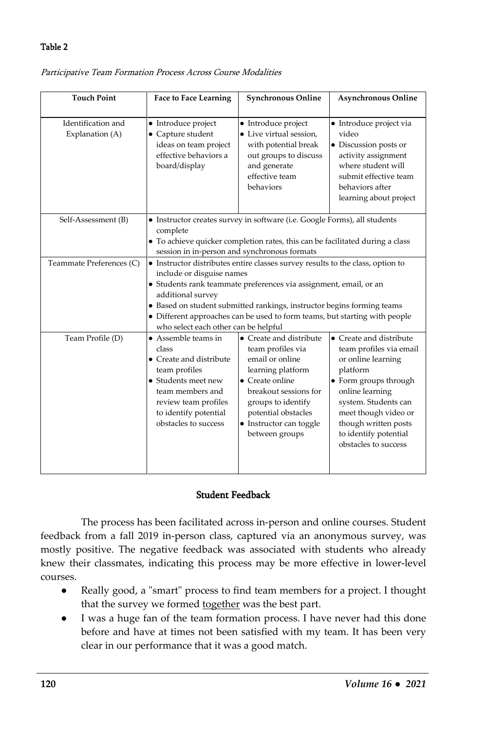**Table 2**

*Participative Team Formation Process Across Course Modalities*

| Touch Point | Face to Face Learning | Synchronous Online | Asynchronous Online |
|---|---|---|---|
| Identification and Explanation (A) | • Introduce project<br>• Capture student ideas on team project effective behaviors a board/display | • Introduce project<br>• Live virtual session, with potential break out groups to discuss and generate effective team behaviors | • Introduce project via video<br>• Discussion posts or activity assignment where student will submit effective team behaviors after learning about project |
| Self-Assessment (B) | • Instructor creates survey in software (i.e. Google Forms), all students complete<br>• To achieve quicker completion rates, this can be facilitated during a class session in in-person and synchronous formats | | |
| Teammate Preferences (C) | • Instructor distributes entire classes survey results to the class, option to include or disguise names<br>• Students rank teammate preferences via assignment, email, or an additional survey<br>• Based on student submitted rankings, instructor begins forming teams<br>• Different approaches can be used to form teams, but starting with people who select each other can be helpful | | |
| Team Profile (D) | • Assemble teams in class<br>• Create and distribute team profiles<br>• Students meet new team members and review team profiles to identify potential obstacles to success | • Create and distribute team profiles via email or online learning platform<br>• Create online breakout sessions for groups to identify potential obstacles<br>• Instructor can toggle between groups | • Create and distribute team profiles via email or online learning platform<br>• Form groups through online learning system. Students can meet though video or though written posts to identify potential obstacles to success |

## Student Feedback

The process has been facilitated across in-person and online courses. Student feedback from a fall 2019 in-person class, captured via an anonymous survey, was mostly positive. The negative feedback was associated with students who already knew their classmates, indicating this process may be more effective in lower-level courses.

- Really good, a "smart" process to find team members for a project. I thought that the survey we formed <u>together</u> was the best part.
- I was a huge fan of the team formation process. I have never had this done before and have at times not been satisfied with my team. It has been very clear in our performance that it was a good match.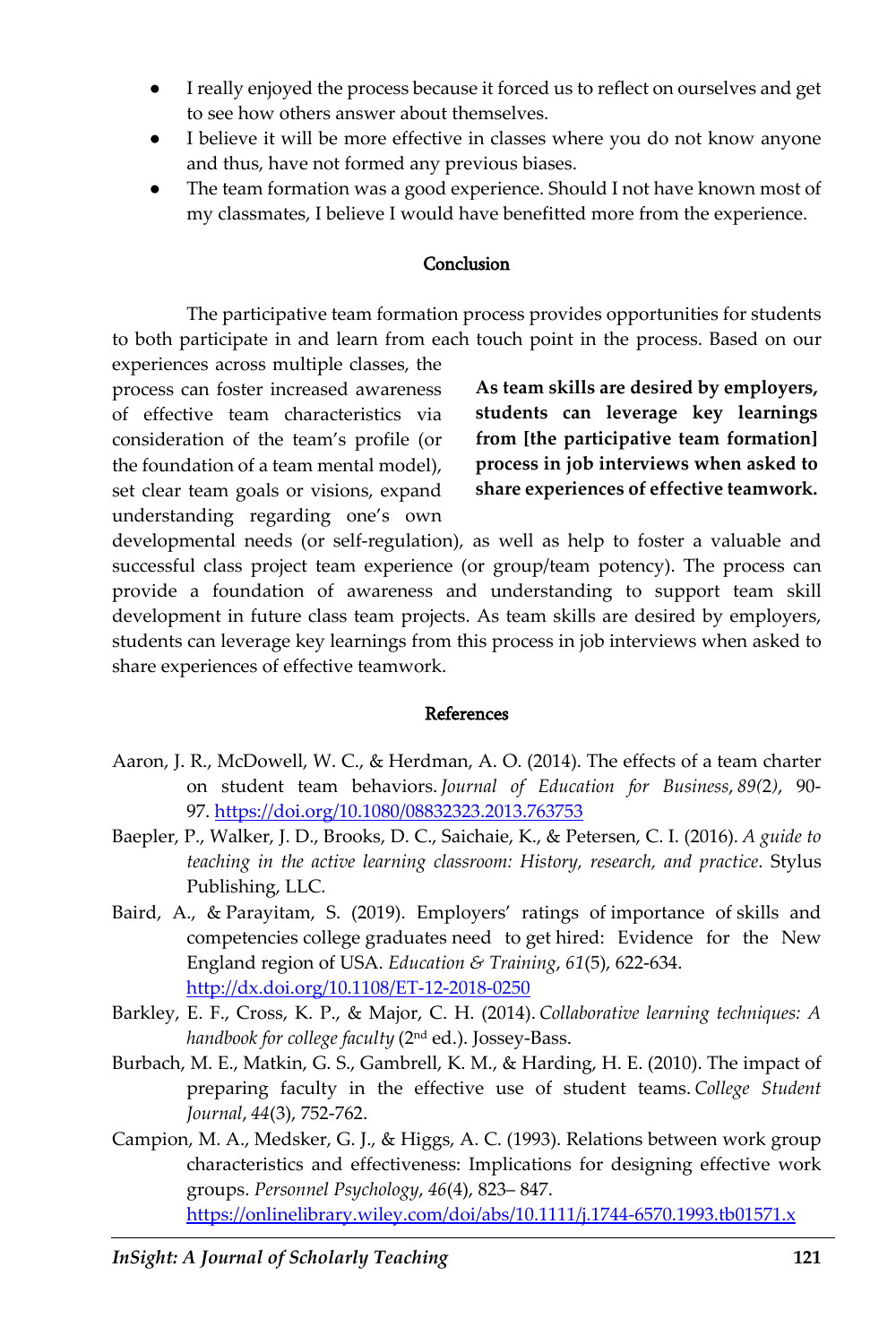- I really enjoyed the process because it forced us to reflect on ourselves and get to see how others answer about themselves.
- I believe it will be more effective in classes where you do not know anyone and thus, have not formed any previous biases.
- The team formation was a good experience. Should I not have known most of my classmates, I believe I would have benefitted more from the experience.

## Conclusion

The participative team formation process provides opportunities for students to both participate in and learn from each touch point in the process. Based on our experiences across multiple classes, the process can foster increased awareness of effective team characteristics via consideration of the team's profile (or the foundation of a team mental model), set clear team goals or visions, expand understanding regarding one's own developmental needs (or self-regulation), as well as help to foster a valuable and successful class project team experience (or group/team potency). The process can provide a foundation of awareness and understanding to support team skill development in future class team projects. As team skills are desired by employers, students can leverage key learnings from this process in job interviews when asked to share experiences of effective teamwork.

**As team skills are desired by employers, students can leverage key learnings from [the participative team formation] process in job interviews when asked to share experiences of effective teamwork.**

## References

Aaron, J. R., McDowell, W. C., & Herdman, A. O. (2014). The effects of a team charter on student team behaviors. *Journal of Education for Business*, *89(*2*)*, 90-97. https://doi.org/10.1080/08832323.2013.763753

Baepler, P., Walker, J. D., Brooks, D. C., Saichaie, K., & Petersen, C. I. (2016). *A guide to teaching in the active learning classroom: History, research, and practice*. Stylus Publishing, LLC.

Baird, A., & Parayitam, S. (2019). Employers' ratings of importance of skills and competencies college graduates need to get hired: Evidence for the New England region of USA. *Education & Training*, *61*(5), 622-634. http://dx.doi.org/10.1108/ET-12-2018-0250

Barkley, E. F., Cross, K. P., & Major, C. H. (2014). *Collaborative learning techniques: A handbook for college faculty* (2nd ed.). Jossey-Bass.

Burbach, M. E., Matkin, G. S., Gambrell, K. M., & Harding, H. E. (2010). The impact of preparing faculty in the effective use of student teams. *College Student Journal*, *44*(3), 752-762.

Campion, M. A., Medsker, G. J., & Higgs, A. C. (1993). Relations between work group characteristics and effectiveness: Implications for designing effective work groups. *Personnel Psychology*, *46*(4), 823– 847. https://onlinelibrary.wiley.com/doi/abs/10.1111/j.1744-6570.1993.tb01571.x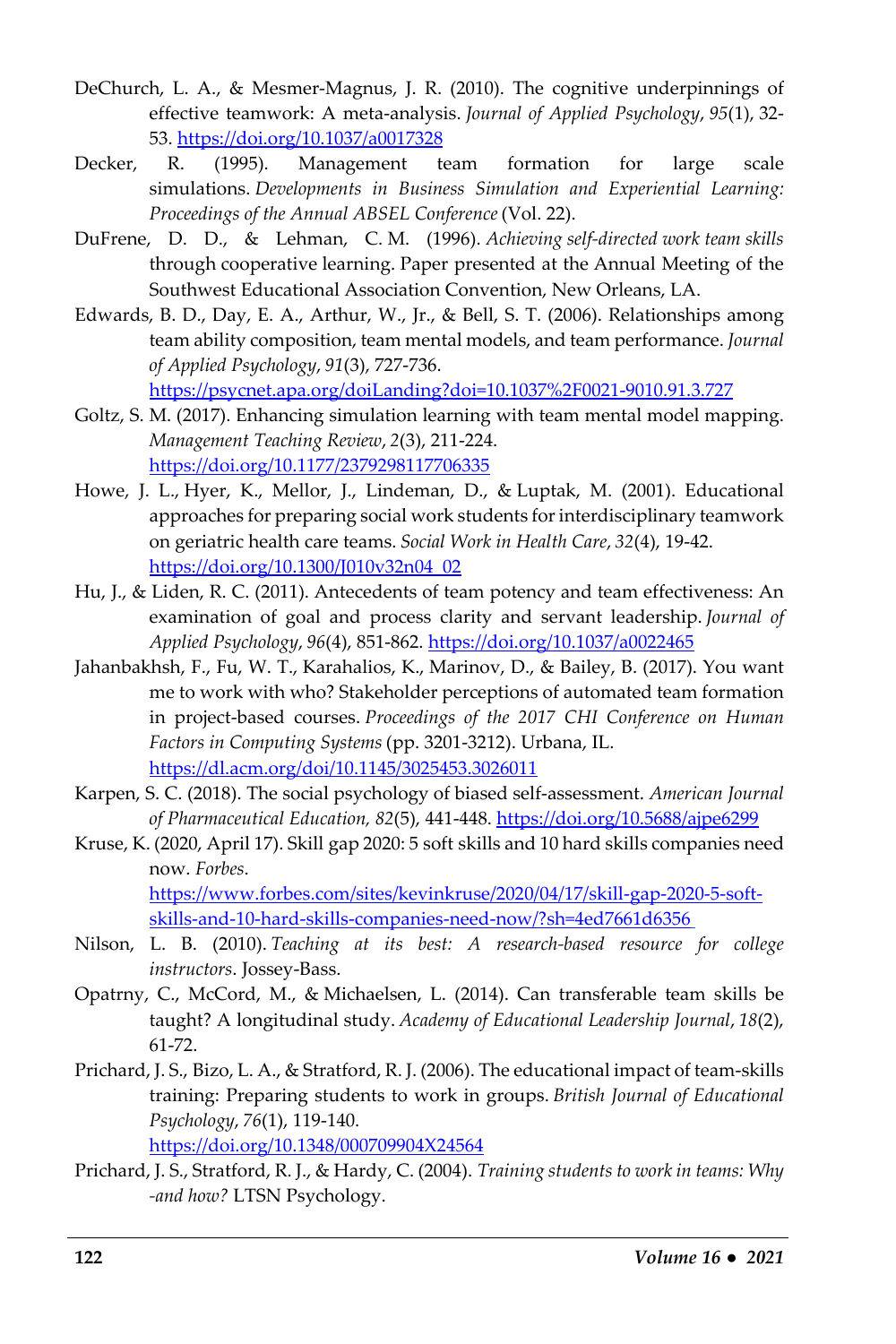DeChurch, L. A., & Mesmer-Magnus, J. R. (2010). The cognitive underpinnings of effective teamwork: A meta-analysis. *Journal of Applied Psychology*, *95*(1), 32-53. https://doi.org/10.1037/a0017328

Decker, R. (1995). Management team formation for large scale simulations. *Developments in Business Simulation and Experiential Learning: Proceedings of the Annual ABSEL Conference* (Vol. 22).

DuFrene, D. D., & Lehman, C. M. (1996). *Achieving self-directed work team skills* through cooperative learning. Paper presented at the Annual Meeting of the Southwest Educational Association Convention, New Orleans, LA.

Edwards, B. D., Day, E. A., Arthur, W., Jr., & Bell, S. T. (2006). Relationships among team ability composition, team mental models, and team performance. *Journal of Applied Psychology*, *91*(3), 727-736. https://psycnet.apa.org/doiLanding?doi=10.1037%2F0021-9010.91.3.727

Goltz, S. M. (2017). Enhancing simulation learning with team mental model mapping. *Management Teaching Review*, *2*(3), 211-224. https://doi.org/10.1177/2379298117706335

Howe, J. L., Hyer, K., Mellor, J., Lindeman, D., & Luptak, M. (2001). Educational approaches for preparing social work students for interdisciplinary teamwork on geriatric health care teams. *Social Work in Health Care*, *32*(4), 19-42. https://doi.org/10.1300/J010v32n04_02

Hu, J., & Liden, R. C. (2011). Antecedents of team potency and team effectiveness: An examination of goal and process clarity and servant leadership. *Journal of Applied Psychology*, *96*(4), 851-862. https://doi.org/10.1037/a0022465

Jahanbakhsh, F., Fu, W. T., Karahalios, K., Marinov, D., & Bailey, B. (2017). You want me to work with who? Stakeholder perceptions of automated team formation in project-based courses. *Proceedings of the 2017 CHI Conference on Human Factors in Computing Systems* (pp. 3201-3212). Urbana, IL. https://dl.acm.org/doi/10.1145/3025453.3026011

Karpen, S. C. (2018). The social psychology of biased self-assessment. *American Journal of Pharmaceutical Education, 82*(5), 441-448. https://doi.org/10.5688/ajpe6299

Kruse, K. (2020, April 17). Skill gap 2020: 5 soft skills and 10 hard skills companies need now. *Forbes*. https://www.forbes.com/sites/kevinkruse/2020/04/17/skill-gap-2020-5-soft-skills-and-10-hard-skills-companies-need-now/?sh=4ed7661d6356

Nilson, L. B. (2010). *Teaching at its best: A research-based resource for college instructors*. Jossey-Bass.

Opatrny, C., McCord, M., & Michaelsen, L. (2014). Can transferable team skills be taught? A longitudinal study. *Academy of Educational Leadership Journal*, *18*(2), 61-72.

Prichard, J. S., Bizo, L. A., & Stratford, R. J. (2006). The educational impact of team-skills training: Preparing students to work in groups. *British Journal of Educational Psychology*, *76*(1), 119-140. https://doi.org/10.1348/000709904X24564

Prichard, J. S., Stratford, R. J., & Hardy, C. (2004). *Training students to work in teams: Why -and how?* LTSN Psychology.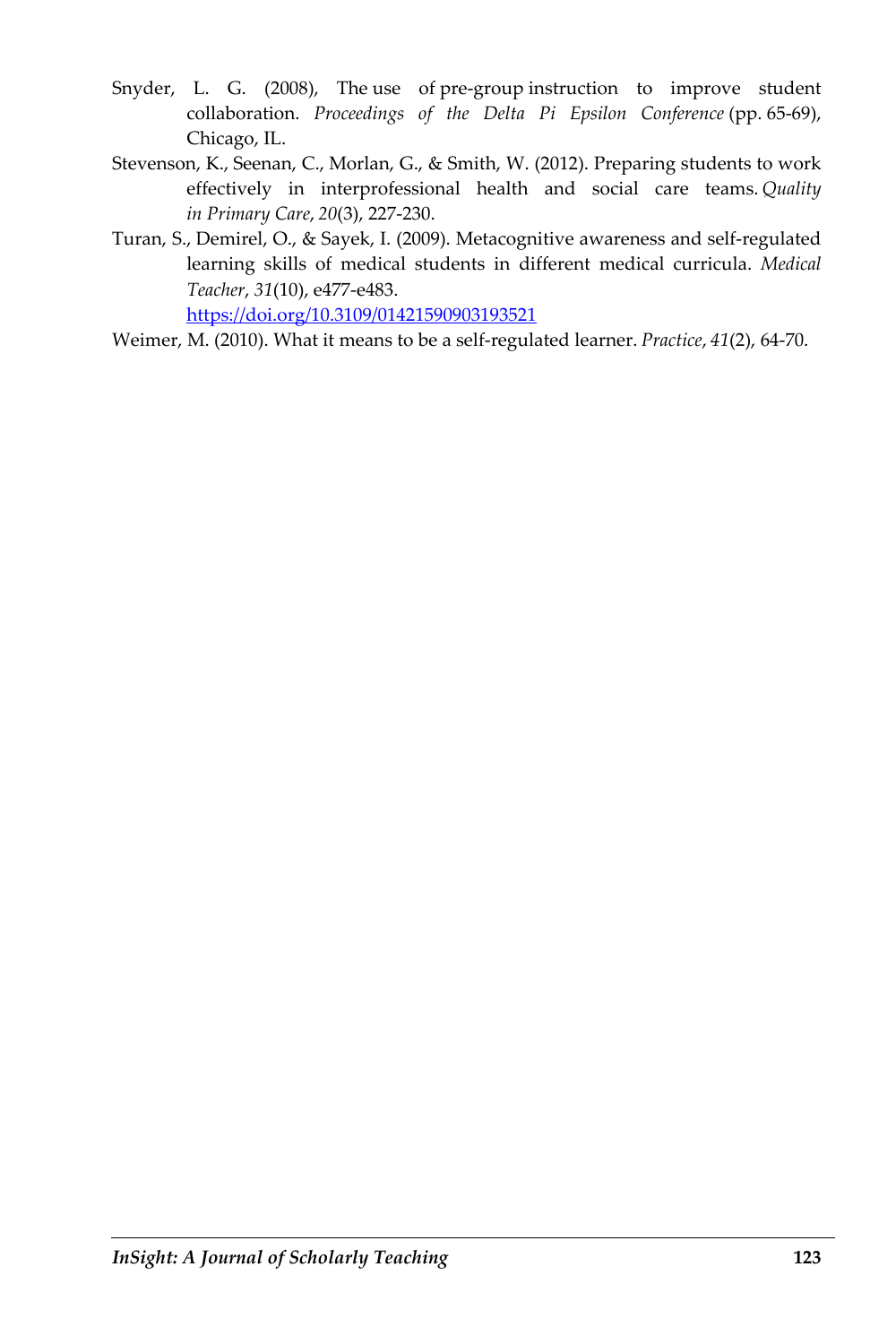Snyder, L. G. (2008), The use of pre-group instruction to improve student collaboration. *Proceedings of the Delta Pi Epsilon Conference* (pp. 65-69), Chicago, IL.

Stevenson, K., Seenan, C., Morlan, G., & Smith, W. (2012). Preparing students to work effectively in interprofessional health and social care teams. *Quality in Primary Care*, *20*(3), 227-230.

Turan, S., Demirel, O., & Sayek, I. (2009). Metacognitive awareness and self-regulated learning skills of medical students in different medical curricula. *Medical Teacher*, *31*(10), e477-e483. https://doi.org/10.3109/01421590903193521

Weimer, M. (2010). What it means to be a self-regulated learner. *Practice*, *41*(2), 64-70.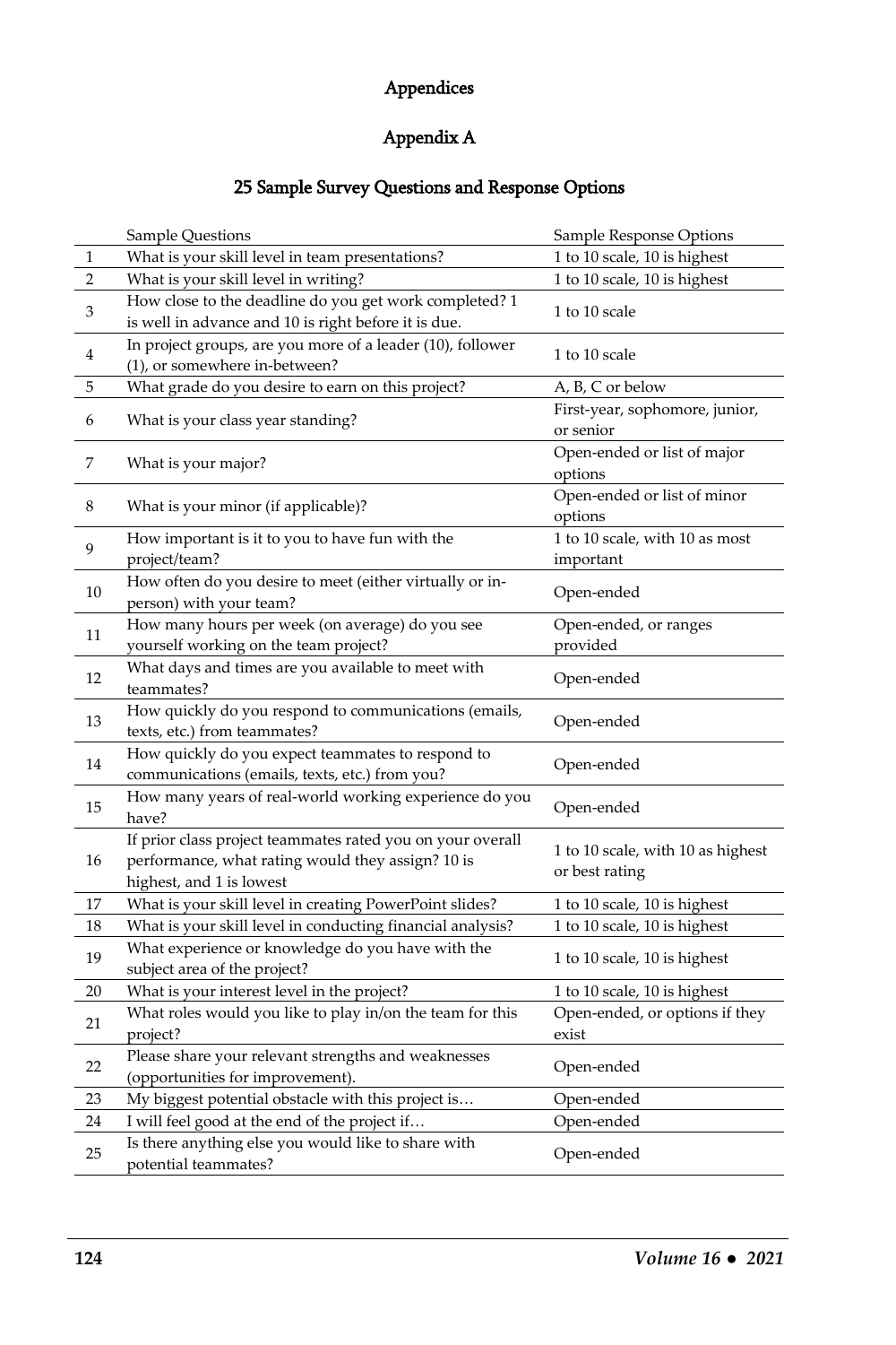# Appendices

## Appendix A

### 25 Sample Survey Questions and Response Options

| | Sample Questions | Sample Response Options |
|---|---|---|
| 1 | What is your skill level in team presentations? | 1 to 10 scale, 10 is highest |
| 2 | What is your skill level in writing? | 1 to 10 scale, 10 is highest |
| 3 | How close to the deadline do you get work completed? 1 is well in advance and 10 is right before it is due. | 1 to 10 scale |
| 4 | In project groups, are you more of a leader (10), follower (1), or somewhere in-between? | 1 to 10 scale |
| 5 | What grade do you desire to earn on this project? | A, B, C or below |
| 6 | What is your class year standing? | First-year, sophomore, junior, or senior |
| 7 | What is your major? | Open-ended or list of major options |
| 8 | What is your minor (if applicable)? | Open-ended or list of minor options |
| 9 | How important is it to you to have fun with the project/team? | 1 to 10 scale, with 10 as most important |
| 10 | How often do you desire to meet (either virtually or in-person) with your team? | Open-ended |
| 11 | How many hours per week (on average) do you see yourself working on the team project? | Open-ended, or ranges provided |
| 12 | What days and times are you available to meet with teammates? | Open-ended |
| 13 | How quickly do you respond to communications (emails, texts, etc.) from teammates? | Open-ended |
| 14 | How quickly do you expect teammates to respond to communications (emails, texts, etc.) from you? | Open-ended |
| 15 | How many years of real-world working experience do you have? | Open-ended |
| 16 | If prior class project teammates rated you on your overall performance, what rating would they assign? 10 is highest, and 1 is lowest | 1 to 10 scale, with 10 as highest or best rating |
| 17 | What is your skill level in creating PowerPoint slides? | 1 to 10 scale, 10 is highest |
| 18 | What is your skill level in conducting financial analysis? | 1 to 10 scale, 10 is highest |
| 19 | What experience or knowledge do you have with the subject area of the project? | 1 to 10 scale, 10 is highest |
| 20 | What is your interest level in the project? | 1 to 10 scale, 10 is highest |
| 21 | What roles would you like to play in/on the team for this project? | Open-ended, or options if they exist |
| 22 | Please share your relevant strengths and weaknesses (opportunities for improvement). | Open-ended |
| 23 | My biggest potential obstacle with this project is… | Open-ended |
| 24 | I will feel good at the end of the project if… | Open-ended |
| 25 | Is there anything else you would like to share with potential teammates? | Open-ended |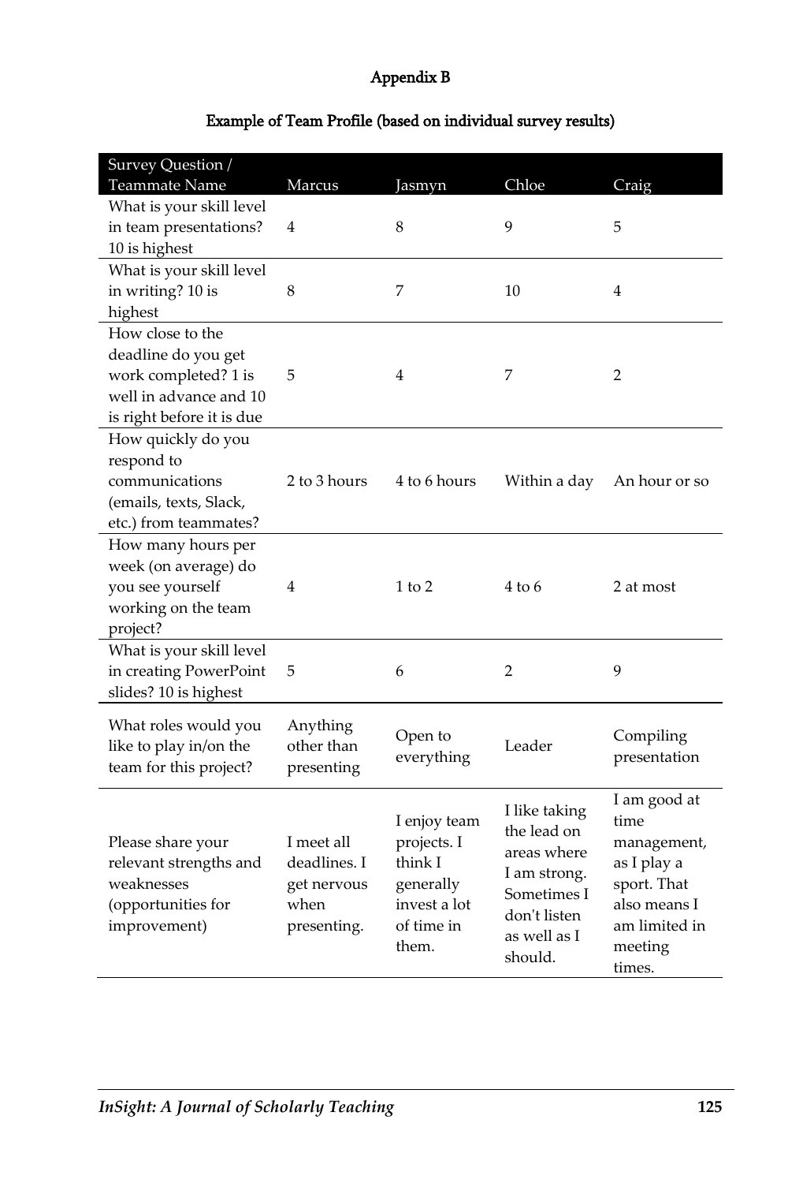# Appendix B

## Example of Team Profile (based on individual survey results)

| Survey Question / Teammate Name | Marcus | Jasmyn | Chloe | Craig |
|---|---|---|---|---|
| What is your skill level in team presentations? 10 is highest | 4 | 8 | 9 | 5 |
| What is your skill level in writing? 10 is highest | 8 | 7 | 10 | 4 |
| How close to the deadline do you get work completed? 1 is well in advance and 10 is right before it is due | 5 | 4 | 7 | 2 |
| How quickly do you respond to communications (emails, texts, Slack, etc.) from teammates? | 2 to 3 hours | 4 to 6 hours | Within a day | An hour or so |
| How many hours per week (on average) do you see yourself working on the team project? | 4 | 1 to 2 | 4 to 6 | 2 at most |
| What is your skill level in creating PowerPoint slides? 10 is highest | 5 | 6 | 2 | 9 |
| What roles would you like to play in/on the team for this project? | Anything other than presenting | Open to everything | Leader | Compiling presentation |
| Please share your relevant strengths and weaknesses (opportunities for improvement) | I meet all deadlines. I get nervous when presenting. | I enjoy team projects. I think I generally invest a lot of time in them. | I like taking the lead on areas where I am strong. Sometimes I don't listen as well as I should. | I am good at time management, as I play a sport. That also means I am limited in meeting times. |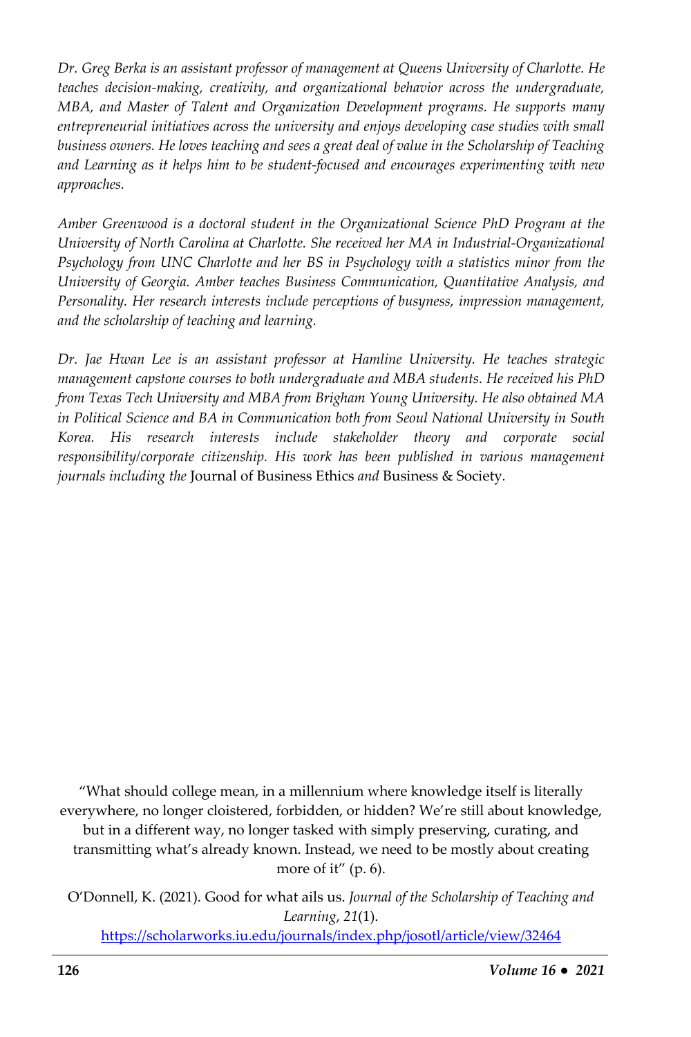*Dr. Greg Berka is an assistant professor of management at Queens University of Charlotte. He teaches decision-making, creativity, and organizational behavior across the undergraduate, MBA, and Master of Talent and Organization Development programs. He supports many entrepreneurial initiatives across the university and enjoys developing case studies with small business owners. He loves teaching and sees a great deal of value in the Scholarship of Teaching and Learning as it helps him to be student-focused and encourages experimenting with new approaches.*

*Amber Greenwood is a doctoral student in the Organizational Science PhD Program at the University of North Carolina at Charlotte. She received her MA in Industrial-Organizational Psychology from UNC Charlotte and her BS in Psychology with a statistics minor from the University of Georgia. Amber teaches Business Communication, Quantitative Analysis, and Personality. Her research interests include perceptions of busyness, impression management, and the scholarship of teaching and learning.*

*Dr. Jae Hwan Lee is an assistant professor at Hamline University. He teaches strategic management capstone courses to both undergraduate and MBA students. He received his PhD from Texas Tech University and MBA from Brigham Young University. He also obtained MA in Political Science and BA in Communication both from Seoul National University in South Korea. His research interests include stakeholder theory and corporate social responsibility/corporate citizenship. His work has been published in various management journals including the* Journal of Business Ethics *and* Business & Society*.*

"What should college mean, in a millennium where knowledge itself is literally everywhere, no longer cloistered, forbidden, or hidden? We're still about knowledge, but in a different way, no longer tasked with simply preserving, curating, and transmitting what's already known. Instead, we need to be mostly about creating more of it" (p. 6).

O'Donnell, K. (2021). Good for what ails us. *Journal of the Scholarship of Teaching and Learning*, *21*(1). https://scholarworks.iu.edu/journals/index.php/josotl/article/view/32464